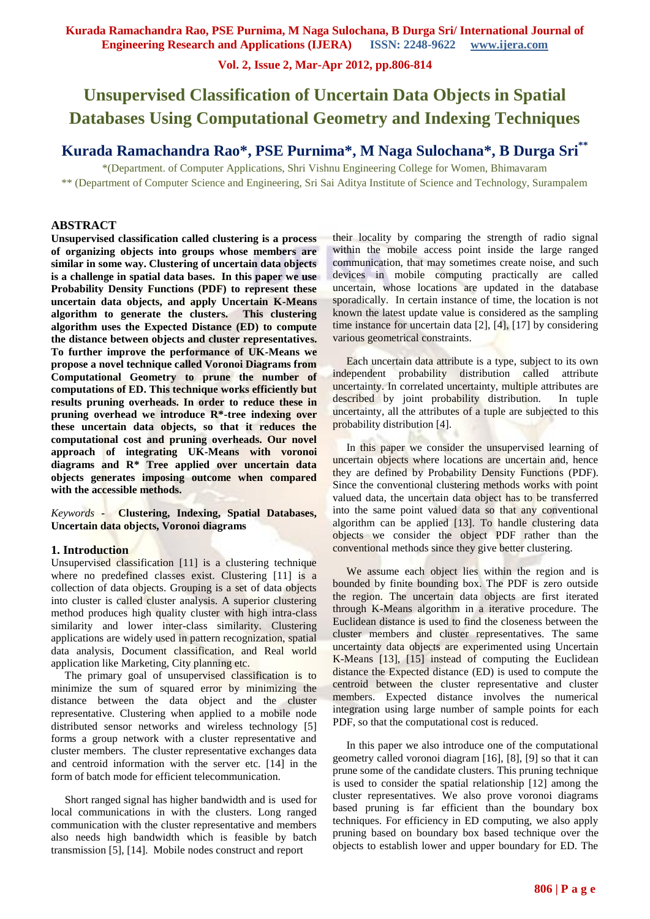# Unsupervised Classification of Uncertain Data Objects in Spatial Databases Using Computational Geometry and Indexing Techniques

**Kurada Ramachandra Rao\*, PSE Purnima\*, M Naga Sulochana\*, B Durga Sri\*\***

\*(Department. of Computer Applications, Shri Vishnu Engineering College for Women, Bhimavaram

\*\* (Department of Computer Science and Engineering, Sri Sai Aditya Institute of Science and Technology, Surampalem

## ABSTRACT

**Unsupervised classification called clustering is a process of organizing objects into groups whose members are similar in some way. Clustering of uncertain data objects is a challenge in spatial data bases. In this paper we use Probability Density Functions (PDF) to represent these uncertain data objects, and apply Uncertain K-Means algorithm to generate the clusters. This clustering algorithm uses the Expected Distance (ED) to compute the distance between objects and cluster representatives. To further improve the performance of UK-Means we propose a novel technique called Voronoi Diagrams from Computational Geometry to prune the number of computations of ED. This technique works efficiently but results pruning overheads. In order to reduce these in pruning overhead we introduce R\*-tree indexing over these uncertain data objects, so that it reduces the computational cost and pruning overheads. Our novel approach of integrating UK-Means with voronoi diagrams and R\* Tree applied over uncertain data objects generates imposing outcome when compared with the accessible methods.**

*Keywords* - **Clustering, Indexing, Spatial Databases, Uncertain data objects, Voronoi diagrams**

## 1. Introduction

Unsupervised classification [11] is a clustering technique where no predefined classes exist. Clustering [11] is a collection of data objects. Grouping is a set of data objects into cluster is called cluster analysis. A superior clustering method produces high quality cluster with high intra-class similarity and lower inter-class similarity. Clustering applications are widely used in pattern recognization, spatial data analysis, Document classification, and Real world application like Marketing, City planning etc.

The primary goal of unsupervised classification is to minimize the sum of squared error by minimizing the distance between the data object and the cluster representative. Clustering when applied to a mobile node distributed sensor networks and wireless technology [5] forms a group network with a cluster representative and cluster members. The cluster representative exchanges data and centroid information with the server etc. [14] in the form of batch mode for efficient telecommunication.

Short ranged signal has higher bandwidth and is used for local communications in with the clusters. Long ranged communication with the cluster representative and members also needs high bandwidth which is feasible by batch transmission [5], [14]. Mobile nodes construct and report their locality by comparing the strength of radio signal within the mobile access point inside the large ranged communication, that may sometimes create noise, and such devices in mobile computing practically are called uncertain, whose locations are updated in the database sporadically. In certain instance of time, the location is not known the latest update value is considered as the sampling time instance for uncertain data [2], [4], [17] by considering various geometrical constraints.

Each uncertain data attribute is a type, subject to its own independent probability distribution called attribute uncertainty. In correlated uncertainty, multiple attributes are described by joint probability distribution. In tuple uncertainty, all the attributes of a tuple are subjected to this probability distribution [4].

In this paper we consider the unsupervised learning of uncertain objects where locations are uncertain and, hence they are defined by Probability Density Functions (PDF). Since the conventional clustering methods works with point valued data, the uncertain data object has to be transferred into the same point valued data so that any conventional algorithm can be applied [13]. To handle clustering data objects we consider the object PDF rather than the conventional methods since they give better clustering.

We assume each object lies within the region and is bounded by finite bounding box. The PDF is zero outside the region. The uncertain data objects are first iterated through K-Means algorithm in a iterative procedure. The Euclidean distance is used to find the closeness between the cluster members and cluster representatives. The same uncertainty data objects are experimented using Uncertain K-Means [13], [15] instead of computing the Euclidean distance the Expected distance (ED) is used to compute the centroid between the cluster representative and cluster members. Expected distance involves the numerical integration using large number of sample points for each PDF, so that the computational cost is reduced.

In this paper we also introduce one of the computational geometry called voronoi diagram [16], [8], [9] so that it can prune some of the candidate clusters. This pruning technique is used to consider the spatial relationship [12] among the cluster representatives. We also prove voronoi diagrams based pruning is far efficient than the boundary box techniques. For efficiency in ED computing, we also apply pruning based on boundary box based technique over the objects to establish lower and upper boundary for ED. The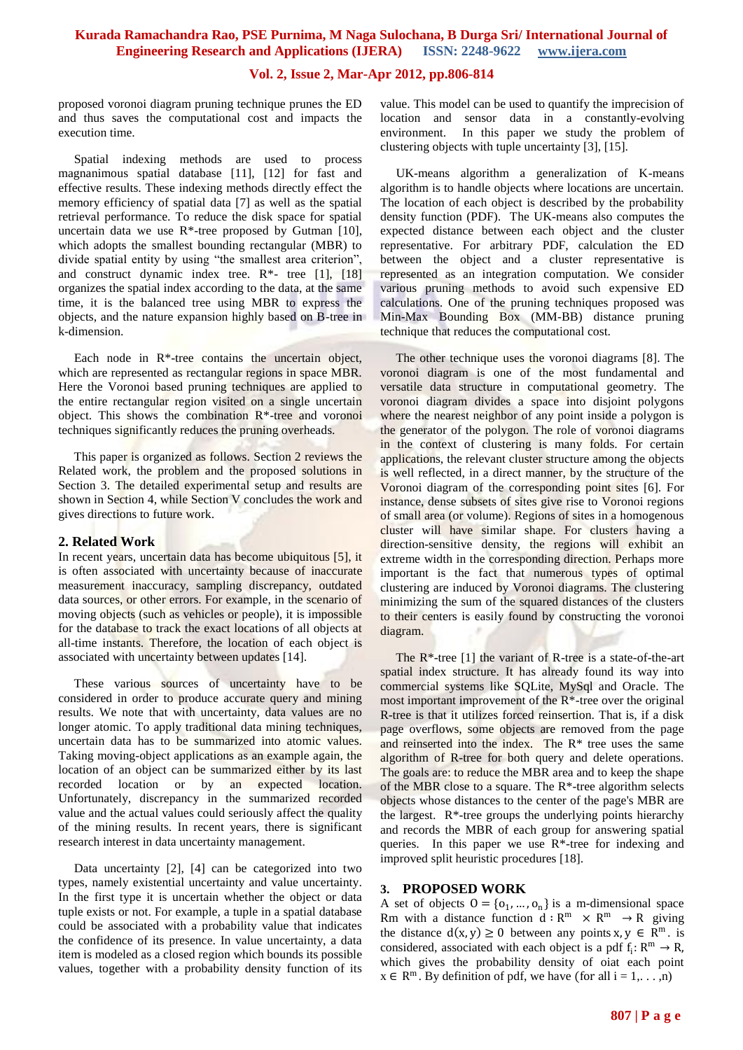proposed voronoi diagram pruning technique prunes the ED and thus saves the computational cost and impacts the execution time.

Spatial indexing methods are used to process magnanimous spatial database [11], [12] for fast and effective results. These indexing methods directly effect the memory efficiency of spatial data [7] as well as the spatial retrieval performance. To reduce the disk space for spatial uncertain data we use R*-tree proposed by Gutman [10], which adopts the smallest bounding rectangular (MBR) to divide spatial entity by using "the smallest area criterion", and construct dynamic index tree. R*- tree [1], [18] organizes the spatial index according to the data, at the same time, it is the balanced tree using MBR to express the objects, and the nature expansion highly based on B-tree in k-dimension.

Each node in R*-tree contains the uncertain object, which are represented as rectangular regions in space MBR. Here the Voronoi based pruning techniques are applied to the entire rectangular region visited on a single uncertain object. This shows the combination R*-tree and voronoi techniques significantly reduces the pruning overheads.

This paper is organized as follows. Section 2 reviews the Related work, the problem and the proposed solutions in Section 3. The detailed experimental setup and results are shown in Section 4, while Section V concludes the work and gives directions to future work.

## 2. Related Work

In recent years, uncertain data has become ubiquitous [5], it is often associated with uncertainty because of inaccurate measurement inaccuracy, sampling discrepancy, outdated data sources, or other errors. For example, in the scenario of moving objects (such as vehicles or people), it is impossible for the database to track the exact locations of all objects at all-time instants. Therefore, the location of each object is associated with uncertainty between updates [14].

These various sources of uncertainty have to be considered in order to produce accurate query and mining results. We note that with uncertainty, data values are no longer atomic. To apply traditional data mining techniques, uncertain data has to be summarized into atomic values. Taking moving-object applications as an example again, the location of an object can be summarized either by its last recorded location or by an expected location. Unfortunately, discrepancy in the summarized recorded value and the actual values could seriously affect the quality of the mining results. In recent years, there is significant research interest in data uncertainty management.

Data uncertainty [2], [4] can be categorized into two types, namely existential uncertainty and value uncertainty. In the first type it is uncertain whether the object or data tuple exists or not. For example, a tuple in a spatial database could be associated with a probability value that indicates the confidence of its presence. In value uncertainty, a data item is modeled as a closed region which bounds its possible values, together with a probability density function of its value. This model can be used to quantify the imprecision of location and sensor data in a constantly-evolving environment. In this paper we study the problem of clustering objects with tuple uncertainty [3], [15].

UK-means algorithm a generalization of K-means algorithm is to handle objects where locations are uncertain. The location of each object is described by the probability density function (PDF). The UK-means also computes the expected distance between each object and the cluster representative. For arbitrary PDF, calculation the ED between the object and a cluster representative is represented as an integration computation. We consider various pruning methods to avoid such expensive ED calculations. One of the pruning techniques proposed was Min-Max Bounding Box (MM-BB) distance pruning technique that reduces the computational cost.

The other technique uses the voronoi diagrams [8]. The voronoi diagram is one of the most fundamental and versatile data structure in computational geometry. The voronoi diagram divides a space into disjoint polygons where the nearest neighbor of any point inside a polygon is the generator of the polygon. The role of voronoi diagrams in the context of clustering is many folds. For certain applications, the relevant cluster structure among the objects is well reflected, in a direct manner, by the structure of the Voronoi diagram of the corresponding point sites [6]. For instance, dense subsets of sites give rise to Voronoi regions of small area (or volume). Regions of sites in a homogenous cluster will have similar shape. For clusters having a direction-sensitive density, the regions will exhibit an extreme width in the corresponding direction. Perhaps more important is the fact that numerous types of optimal clustering are induced by Voronoi diagrams. The clustering minimizing the sum of the squared distances of the clusters to their centers is easily found by constructing the voronoi diagram.

The R*-tree [1] the variant of R-tree is a state-of-the-art spatial index structure. It has already found its way into commercial systems like SQLite, MySql and Oracle. The most important improvement of the R*-tree over the original R-tree is that it utilizes forced reinsertion. That is, if a disk page overflows, some objects are removed from the page and reinserted into the index. The R* tree uses the same algorithm of R-tree for both query and delete operations. The goals are: to reduce the MBR area and to keep the shape of the MBR close to a square. The R*-tree algorithm selects objects whose distances to the center of the page's MBR are the largest. R*-tree groups the underlying points hierarchy and records the MBR of each group for answering spatial queries. In this paper we use R*-tree for indexing and improved split heuristic procedures [18].

## 3. PROPOSED WORK

A set of objects $O = \{o_1, \ldots, o_n\}$ is a m-dimensional space Rm with a distance function $d : R^m \times R^m \rightarrow R$ giving the distance $d(x, y) \geq 0$ between any points $x, y \in R^m$. is considered, associated with each object is a pdf $f_i: R^m \rightarrow R$, which gives the probability density of oiat each point $x \in R^m$. By definition of pdf, we have (for all i = 1,. . . ,n)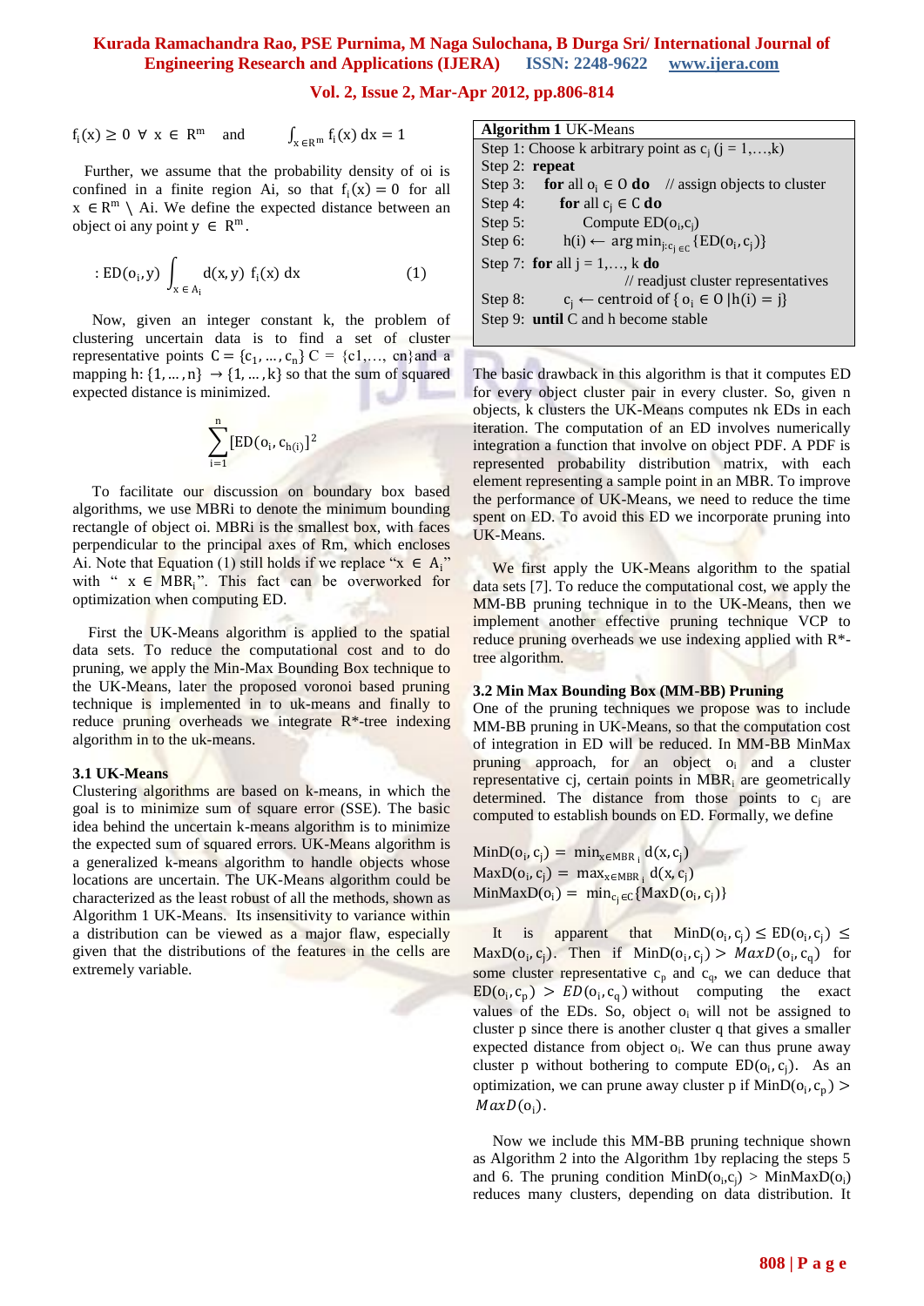$f_i(x) \geq 0 \;\; \forall \; x \in R^m$ and $\int_{x \in R^m} f_i(x)\, dx = 1$

Further, we assume that the probability density of oi is confined in a finite region Ai, so that $f_i(x) = 0$ for all $x \in R^m \setminus$ Ai. We define the expected distance between an object oi any point $y \in R^m$.

$$: ED(o_i, y) \int_{x \in A_i} d(x, y)\; f_i(x)\, dx \qquad (1)$$

Now, given an integer constant k, the problem of clustering uncertain data is to find a set of cluster representative points $C = \{c_1, \ldots, c_n\}$ C = {c1,…, cn}and a mapping $h: \{1, \ldots, n\} \rightarrow \{1, \ldots, k\}$ so that the sum of squared expected distance is minimized.

$$\sum_{i=1}^{n} [ED(o_i, c_{h(i)})]^2$$

To facilitate our discussion on boundary box based algorithms, we use MBRi to denote the minimum bounding rectangle of object oi. MBRi is the smallest box, with faces perpendicular to the principal axes of Rm, which encloses Ai. Note that Equation (1) still holds if we replace "$x \in A_i$" with "$x \in MBR_i$". This fact can be overworked for optimization when computing ED.

First the UK-Means algorithm is applied to the spatial data sets. To reduce the computational cost and to do pruning, we apply the Min-Max Bounding Box technique to the UK-Means, later the proposed voronoi based pruning technique is implemented in to uk-means and finally to reduce pruning overheads we integrate R*-tree indexing algorithm in to the uk-means.

### 3.1 UK-Means

Clustering algorithms are based on k-means, in which the goal is to minimize sum of square error (SSE). The basic idea behind the uncertain k-means algorithm is to minimize the expected sum of squared errors. UK-Means algorithm is a generalized k-means algorithm to handle objects whose locations are uncertain. The UK-Means algorithm could be characterized as the least robust of all the methods, shown as Algorithm 1 UK-Means. Its insensitivity to variance within a distribution can be viewed as a major flaw, especially given that the distributions of the features in the cells are extremely variable.

**Algorithm 1** UK-Means

Step 1: Choose k arbitrary point as $c_j$ (j = 1,…,k)
Step 2: **repeat**
Step 3: **for** all $o_i \in O$ **do** // assign objects to cluster
Step 4: **for** all $c_j \in C$ **do**
Step 5: Compute $ED(o_i, c_j)$
Step 6: $h(i) \leftarrow \arg\min_{j: c_j \in C} \{ED(o_i, c_j)\}$
Step 7: **for** all j = 1,…, k **do** // readjust cluster representatives
Step 8: $c_j \leftarrow$ centroid of $\{ o_i \in O \mid h(i) = j\}$
Step 9: **until** C and h become stable

The basic drawback in this algorithm is that it computes ED for every object cluster pair in every cluster. So, given n objects, k clusters the UK-Means computes nk EDs in each iteration. The computation of an ED involves numerically integration a function that involve on object PDF. A PDF is represented probability distribution matrix, with each element representing a sample point in an MBR. To improve the performance of UK-Means, we need to reduce the time spent on ED. To avoid this ED we incorporate pruning into UK-Means.

We first apply the UK-Means algorithm to the spatial data sets [7]. To reduce the computational cost, we apply the MM-BB pruning technique in to the UK-Means, then we implement another effective pruning technique VCP to reduce pruning overheads we use indexing applied with R*-tree algorithm.

### 3.2 Min Max Bounding Box (MM-BB) Pruning

One of the pruning techniques we propose was to include MM-BB pruning in UK-Means, so that the computation cost of integration in ED will be reduced. In MM-BB MinMax pruning approach, for an object $o_i$ and a cluster representative cj, certain points in $MBR_i$ are geometrically determined. The distance from those points to $c_j$ are computed to establish bounds on ED. Formally, we define

$$MinD(o_i, c_j) = \min_{x \in MBR_i} d(x, c_j)$$
$$MaxD(o_i, c_j) = \max_{x \in MBR_i} d(x, c_j)$$
$$MinMaxD(o_i) = \min_{c_j \in C}\{MaxD(o_i, c_j)\}$$

It is apparent that $MinD(o_i, c_j) \leq ED(o_i, c_j) \leq MaxD(o_i, c_j)$. Then if $MinD(o_i, c_j) > MaxD(o_i, c_q)$ for some cluster representative $c_p$ and $c_q$, we can deduce that $ED(o_i, c_p) > ED(o_i, c_q)$ without computing the exact values of the EDs. So, object $o_i$ will not be assigned to cluster p since there is another cluster q that gives a smaller expected distance from object oi. We can thus prune away cluster p without bothering to compute $ED(o_i, c_j)$. As an optimization, we can prune away cluster p if $MinD(o_i, c_p) > MaxD(o_i)$.

Now we include this MM-BB pruning technique shown as Algorithm 2 into the Algorithm 1by replacing the steps 5 and 6. The pruning condition $MinD(o_i, c_j) > MinMaxD(o_i)$ reduces many clusters, depending on data distribution. It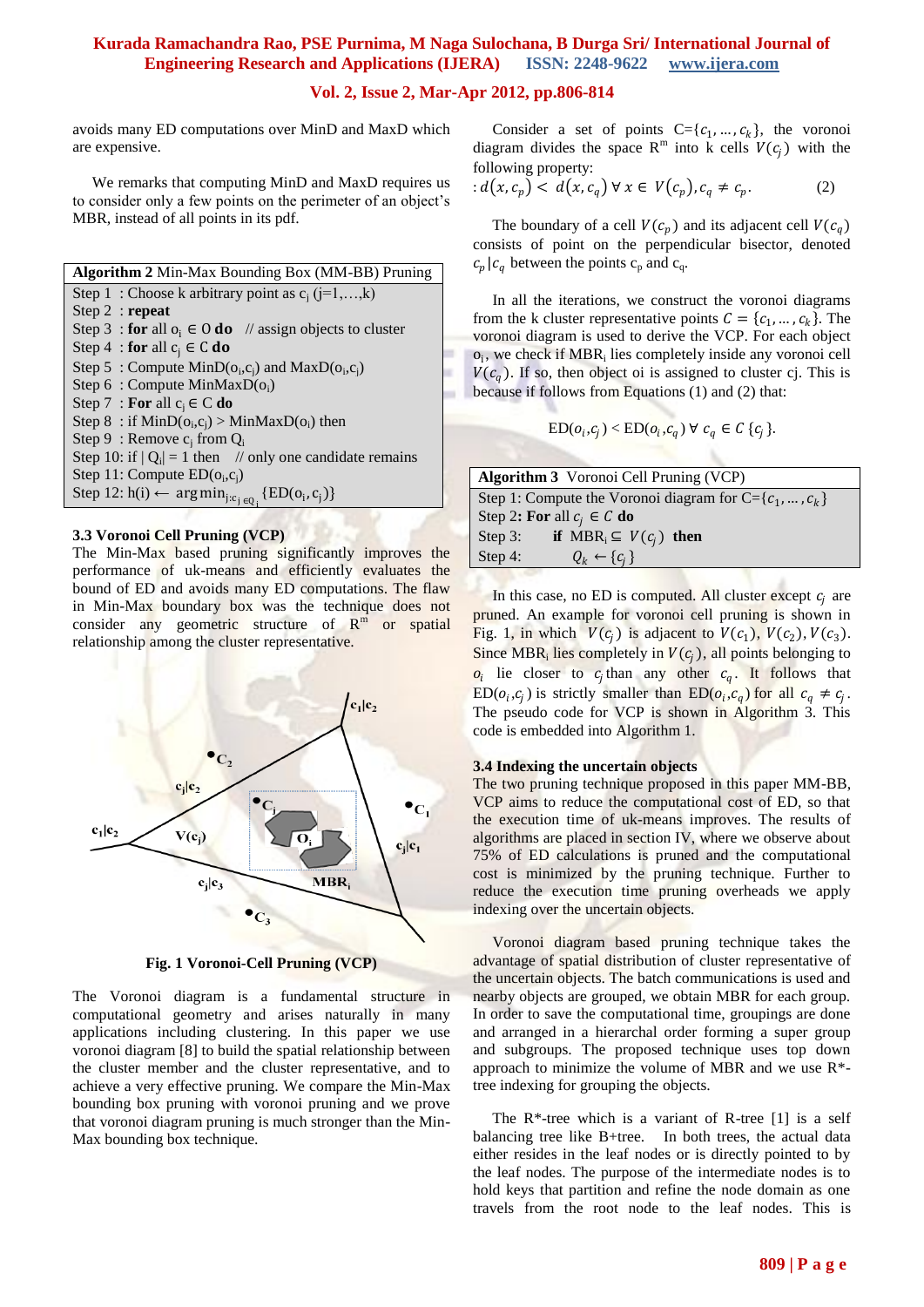avoids many ED computations over MinD and MaxD which are expensive.

We remarks that computing MinD and MaxD requires us to consider only a few points on the perimeter of an object's MBR, instead of all points in its pdf.

| **Algorithm 2** Min-Max Bounding Box (MM-BB) Pruning |
|---|
| Step 1 : Choose k arbitrary point as $c_j$ (j=1,…,k) |
| Step 2 : **repeat** |
| Step 3 : **for** all $o_i \in O$ **do** // assign objects to cluster |
| Step 4 : **for** all $c_j \in C$ **do** |
| Step 5 : Compute MinD($o_i$,$c_j$) and MaxD($o_i$,$c_j$) |
| Step 6 : Compute MinMaxD($o_i$) |
| Step 7 : **For** all $c_j \in C$ **do** |
| Step 8 : if MinD($o_i$,$c_j$) > MinMaxD($o_i$) then |
| Step 9 : Remove $c_j$ from $Q_i$ |
| Step 10: if $\lvert Q_i \rvert = 1$ then // only one candidate remains |
| Step 11: Compute ED($o_i$,$c_j$) |
| Step 12: h(i) $\leftarrow \arg\min_{j:c_j \in Q_i}$ {ED($o_i$, $c_j$)} |

### 3.3 Voronoi Cell Pruning (VCP)

The Min-Max based pruning significantly improves the performance of uk-means and efficiently evaluates the bound of ED and avoids many ED computations. The flaw in Min-Max boundary box was the technique does not consider any geometric structure of $R^m$ or spatial relationship among the cluster representative.

**Fig. 1 Voronoi-Cell Pruning (VCP)**

The Voronoi diagram is a fundamental structure in computational geometry and arises naturally in many applications including clustering. In this paper we use voronoi diagram [8] to build the spatial relationship between the cluster member and the cluster representative, and to achieve a very effective pruning. We compare the Min-Max bounding box pruning with voronoi pruning and we prove that voronoi diagram pruning is much stronger than the Min-Max bounding box technique.

Consider a set of points C={$c_1, \ldots, c_k$}, the voronoi diagram divides the space $R^m$ into k cells $V(c_j)$ with the following property:

$$: d(x, c_p) < d(x, c_q) \;\forall\, x \in V(c_p), c_q \neq c_p. \quad (2)$$

The boundary of a cell $V(c_p)$ and its adjacent cell $V(c_q)$ consists of point on the perpendicular bisector, denoted $c_p|c_q$ between the points $c_p$ and $c_q$.

In all the iterations, we construct the voronoi diagrams from the k cluster representative points $C = \{c_1, \ldots, c_k\}$. The voronoi diagram is used to derive the VCP. For each object $o_i$, we check if $MBR_i$ lies completely inside any voronoi cell $V(c_q)$. If so, then object oi is assigned to cluster cj. This is because if follows from Equations (1) and (2) that:

$$\text{ED}(o_i, c_j) < \text{ED}(o_i, c_q) \;\forall\, c_q \in C\,\{c_j\}.$$

| **Algorithm 3** Voronoi Cell Pruning (VCP) |
|---|
| Step 1: Compute the Voronoi diagram for C={$c_1, \ldots, c_k$} |
| Step 2: **For** all $c_j \in C$ **do** |
| Step 3: **if** $MBR_i \subseteq V(c_j)$ **then** |
| Step 4: $Q_k \leftarrow \{c_j\}$ |

In this case, no ED is computed. All cluster except $c_j$ are pruned. An example for voronoi cell pruning is shown in Fig. 1, in which $V(c_j)$ is adjacent to $V(c_1)$, $V(c_2)$, $V(c_3)$. Since $MBR_i$ lies completely in $V(c_j)$, all points belonging to $o_i$ lie closer to $c_j$ than any other $c_q$. It follows that ED($o_i$,$c_j$) is strictly smaller than ED($o_i$,$c_q$) for all $c_q \neq c_j$. The pseudo code for VCP is shown in Algorithm 3. This code is embedded into Algorithm 1.

### 3.4 Indexing the uncertain objects

The two pruning technique proposed in this paper MM-BB, VCP aims to reduce the computational cost of ED, so that the execution time of uk-means improves. The results of algorithms are placed in section IV, where we observe about 75% of ED calculations is pruned and the computational cost is minimized by the pruning technique. Further to reduce the execution time pruning overheads we apply indexing over the uncertain objects.

Voronoi diagram based pruning technique takes the advantage of spatial distribution of cluster representative of the uncertain objects. The batch communications is used and nearby objects are grouped, we obtain MBR for each group. In order to save the computational time, groupings are done and arranged in a hierarchical order forming a super group and subgroups. The proposed technique uses top down approach to minimize the volume of MBR and we use R\*-tree indexing for grouping the objects.

The R\*-tree which is a variant of R-tree [1] is a self balancing tree like B+tree. In both trees, the actual data either resides in the leaf nodes or is directly pointed to by the leaf nodes. The purpose of the intermediate nodes is to hold keys that partition and refine the node domain as one travels from the root node to the leaf nodes. This is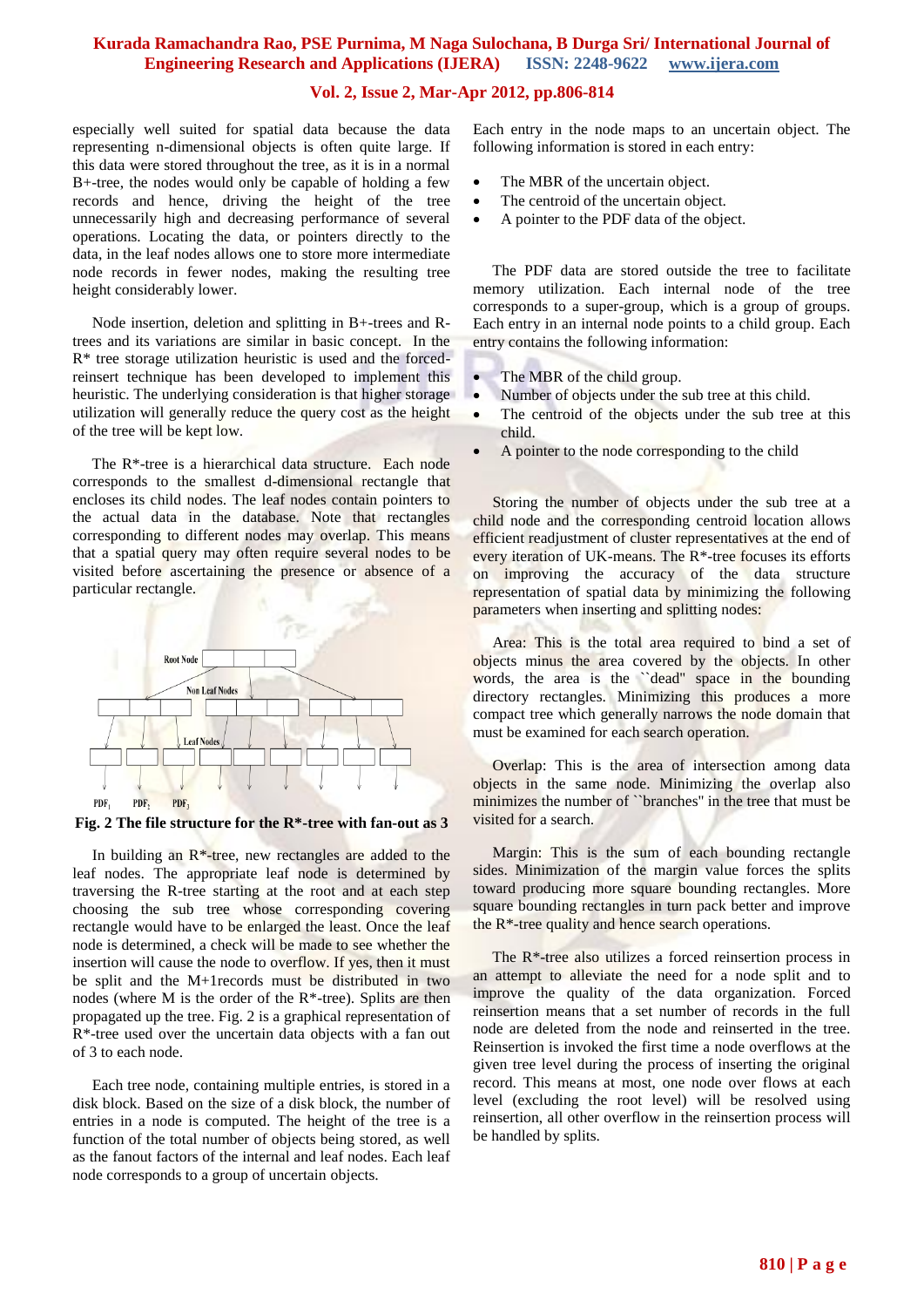especially well suited for spatial data because the data representing n-dimensional objects is often quite large. If this data were stored throughout the tree, as it is in a normal B+-tree, the nodes would only be capable of holding a few records and hence, driving the height of the tree unnecessarily high and decreasing performance of several operations. Locating the data, or pointers directly to the data, in the leaf nodes allows one to store more intermediate node records in fewer nodes, making the resulting tree height considerably lower.

Node insertion, deletion and splitting in B+-trees and R-trees and its variations are similar in basic concept. In the R* tree storage utilization heuristic is used and the forced-reinsert technique has been developed to implement this heuristic. The underlying consideration is that higher storage utilization will generally reduce the query cost as the height of the tree will be kept low.

The R*-tree is a hierarchical data structure. Each node corresponds to the smallest d-dimensional rectangle that encloses its child nodes. The leaf nodes contain pointers to the actual data in the database. Note that rectangles corresponding to different nodes may overlap. This means that a spatial query may often require several nodes to be visited before ascertaining the presence or absence of a particular rectangle.

**Fig. 2 The file structure for the R*-tree with fan-out as 3**

In building an R*-tree, new rectangles are added to the leaf nodes. The appropriate leaf node is determined by traversing the R-tree starting at the root and at each step choosing the sub tree whose corresponding covering rectangle would have to be enlarged the least. Once the leaf node is determined, a check will be made to see whether the insertion will cause the node to overflow. If yes, then it must be split and the M+1records must be distributed in two nodes (where M is the order of the R*-tree). Splits are then propagated up the tree. Fig. 2 is a graphical representation of R*-tree used over the uncertain data objects with a fan out of 3 to each node.

Each tree node, containing multiple entries, is stored in a disk block. Based on the size of a disk block, the number of entries in a node is computed. The height of the tree is a function of the total number of objects being stored, as well as the fanout factors of the internal and leaf nodes. Each leaf node corresponds to a group of uncertain objects.

Each entry in the node maps to an uncertain object. The following information is stored in each entry:

- The MBR of the uncertain object.
- The centroid of the uncertain object.
- A pointer to the PDF data of the object.

The PDF data are stored outside the tree to facilitate memory utilization. Each internal node of the tree corresponds to a super-group, which is a group of groups. Each entry in an internal node points to a child group. Each entry contains the following information:

- The MBR of the child group.
- Number of objects under the sub tree at this child.
- The centroid of the objects under the sub tree at this child.
- A pointer to the node corresponding to the child

Storing the number of objects under the sub tree at a child node and the corresponding centroid location allows efficient readjustment of cluster representatives at the end of every iteration of UK-means. The R*-tree focuses its efforts on improving the accuracy of the data structure representation of spatial data by minimizing the following parameters when inserting and splitting nodes:

Area: This is the total area required to bind a set of objects minus the area covered by the objects. In other words, the area is the ``dead'' space in the bounding directory rectangles. Minimizing this produces a more compact tree which generally narrows the node domain that must be examined for each search operation.

Overlap: This is the area of intersection among data objects in the same node. Minimizing the overlap also minimizes the number of ``branches'' in the tree that must be visited for a search.

Margin: This is the sum of each bounding rectangle sides. Minimization of the margin value forces the splits toward producing more square bounding rectangles. More square bounding rectangles in turn pack better and improve the R*-tree quality and hence search operations.

The R*-tree also utilizes a forced reinsertion process in an attempt to alleviate the need for a node split and to improve the quality of the data organization. Forced reinsertion means that a set number of records in the full node are deleted from the node and reinserted in the tree. Reinsertion is invoked the first time a node overflows at the given tree level during the process of inserting the original record. This means at most, one node over flows at each level (excluding the root level) will be resolved using reinsertion, all other overflow in the reinsertion process will be handled by splits.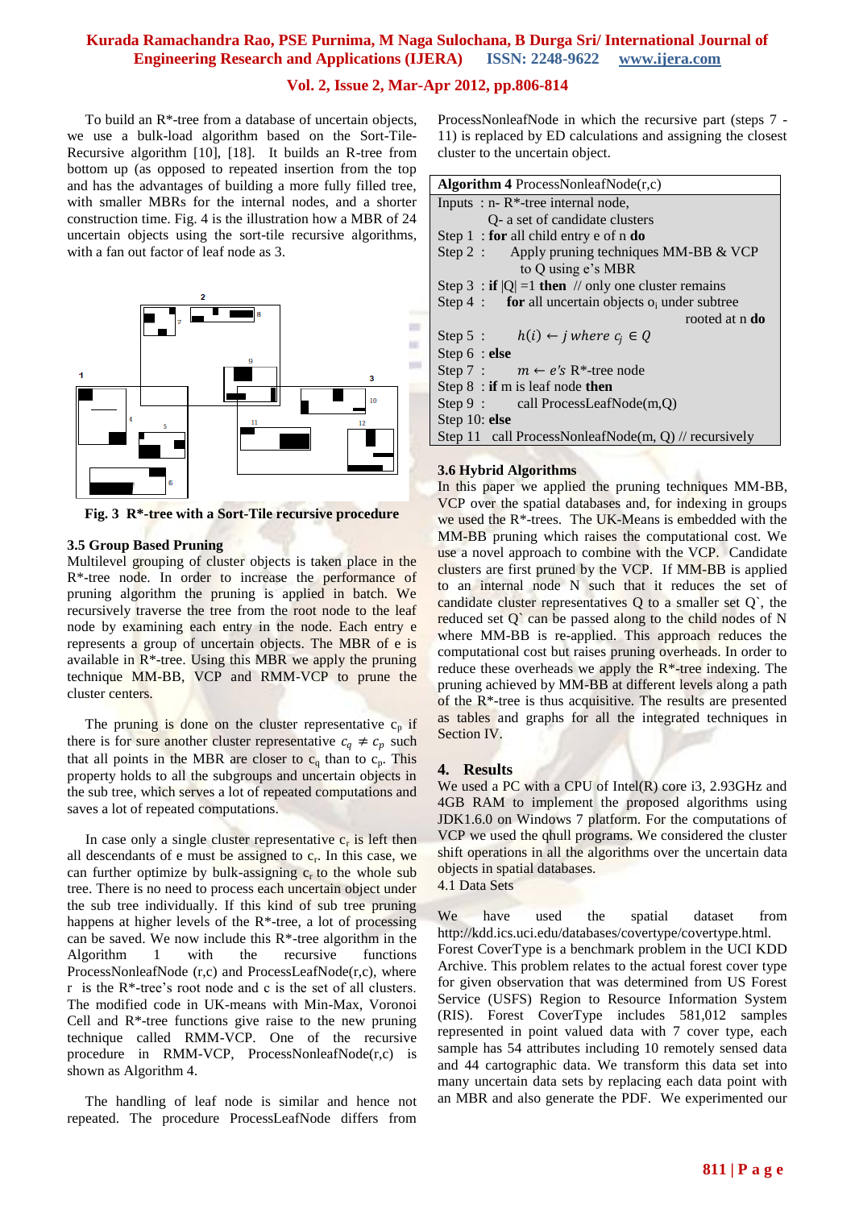To build an R*-tree from a database of uncertain objects, we use a bulk-load algorithm based on the Sort-Tile-Recursive algorithm [10], [18]. It builds an R-tree from bottom up (as opposed to repeated insertion from the top and has the advantages of building a more fully filled tree, with smaller MBRs for the internal nodes, and a shorter construction time. Fig. 4 is the illustration how a MBR of 24 uncertain objects using the sort-tile recursive algorithms, with a fan out factor of leaf node as 3.

**Fig. 3 R*-tree with a Sort-Tile recursive procedure**

### 3.5 Group Based Pruning

Multilevel grouping of cluster objects is taken place in the R*-tree node. In order to increase the performance of pruning algorithm the pruning is applied in batch. We recursively traverse the tree from the root node to the leaf node by examining each entry in the node. Each entry e represents a group of uncertain objects. The MBR of e is available in R*-tree. Using this MBR we apply the pruning technique MM-BB, VCP and RMM-VCP to prune the cluster centers.

The pruning is done on the cluster representative $c_p$ if there is for sure another cluster representative $c_q \neq c_p$ such that all points in the MBR are closer to $c_q$ than to $c_p$. This property holds to all the subgroups and uncertain objects in the sub tree, which serves a lot of repeated computations and saves a lot of repeated computations.

In case only a single cluster representative $c_r$ is left then all descendants of e must be assigned to $c_r$. In this case, we can further optimize by bulk-assigning $c_r$ to the whole sub tree. There is no need to process each uncertain object under the sub tree individually. If this kind of sub tree pruning happens at higher levels of the R*-tree, a lot of processing can be saved. We now include this R*-tree algorithm in the Algorithm 1 with the recursive functions ProcessNonleafNode (r,c) and ProcessLeafNode(r,c), where r is the R*-tree's root node and c is the set of all clusters. The modified code in UK-means with Min-Max, Voronoi Cell and R*-tree functions give raise to the new pruning technique called RMM-VCP. One of the recursive procedure in RMM-VCP, ProcessNonleafNode(r,c) is shown as Algorithm 4.

The handling of leaf node is similar and hence not repeated. The procedure ProcessLeafNode differs from ProcessNonleafNode in which the recursive part (steps 7 - 11) is replaced by ED calculations and assigning the closest cluster to the uncertain object.

| **Algorithm 4** ProcessNonleafNode(r,c) |
|---|
| Inputs : n- R*-tree internal node, |
| Q- a set of candidate clusters |
| Step 1 : **for** all child entry e of n **do** |
| Step 2 : Apply pruning techniques MM-BB & VCP to Q using e's MBR |
| Step 3 : **if** \|Q\| =1 **then** // only one cluster remains |
| Step 4 : **for** all uncertain objects $o_i$ under subtree rooted at n **do** |
| Step 5 : $h(i) \leftarrow j$ *where* $c_j \in Q$ |
| Step 6 : **else** |
| Step 7 : $m \leftarrow$ e's R*-tree node |
| Step 8 : **if** m is leaf node **then** |
| Step 9 : call ProcessLeafNode(m,Q) |
| Step 10: **else** |
| Step 11 call ProcessNonleafNode(m, Q) // recursively |

### 3.6 Hybrid Algorithms

In this paper we applied the pruning techniques MM-BB, VCP over the spatial databases and, for indexing in groups we used the R*-trees. The UK-Means is embedded with the MM-BB pruning which raises the computational cost. We use a novel approach to combine with the VCP. Candidate clusters are first pruned by the VCP. If MM-BB is applied to an internal node N such that it reduces the set of candidate cluster representatives Q to a smaller set Q`, the reduced set Q` can be passed along to the child nodes of N where MM-BB is re-applied. This approach reduces the computational cost but raises pruning overheads. In order to reduce these overheads we apply the R*-tree indexing. The pruning achieved by MM-BB at different levels along a path of the R*-tree is thus acquisitive. The results are presented as tables and graphs for all the integrated techniques in Section IV.

## 4. Results

We used a PC with a CPU of Intel(R) core i3, 2.93GHz and 4GB RAM to implement the proposed algorithms using JDK1.6.0 on Windows 7 platform. For the computations of VCP we used the qhull programs. We considered the cluster shift operations in all the algorithms over the uncertain data objects in spatial databases.

4.1 Data Sets

We have used the spatial dataset from http://kdd.ics.uci.edu/databases/covertype/covertype.html. Forest CoverType is a benchmark problem in the UCI KDD Archive. This problem relates to the actual forest cover type for given observation that was determined from US Forest Service (USFS) Region to Resource Information System (RIS). Forest CoverType includes 581,012 samples represented in point valued data with 7 cover type, each sample has 54 attributes including 10 remotely sensed data and 44 cartographic data. We transform this data set into many uncertain data sets by replacing each data point with an MBR and also generate the PDF. We experimented our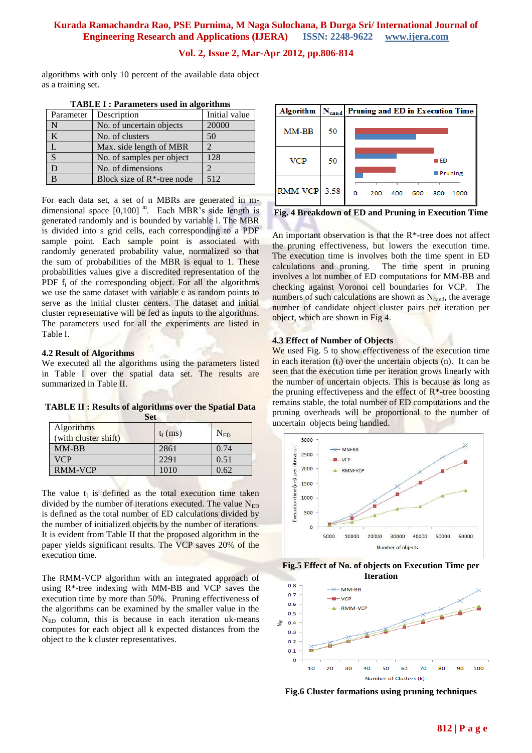algorithms with only 10 percent of the available data object as a training set.

**TABLE I : Parameters used in algorithms**

| Parameter | Description | Initial value |
|---|---|---|
| N | No. of uncertain objects | 20000 |
| K | No. of clusters | 50 |
| L | Max. side length of MBR | 2 |
| S | No. of samples per object | 128 |
| D | No. of dimensions | 2 |
| B | Block size of R*-tree node | 512 |

For each data set, a set of n MBRs are generated in m-dimensional space $[0,100]^m$. Each MBR's side length is generated randomly and is bounded by variable l. The MBR is divided into s grid cells, each corresponding to a PDF sample point. Each sample point is associated with randomly generated probability value, normalized so that the sum of probabilities of the MBR is equal to 1. These probabilities values give a discredited representation of the PDF $f_i$ of the corresponding object. For all the algorithms we use the same dataset with variable c as random points to serve as the initial cluster centers. The dataset and initial cluster representative will be fed as inputs to the algorithms. The parameters used for all the experiments are listed in Table I.

### 4.2 Result of Algorithms

We executed all the algorithms using the parameters listed in Table I over the spatial data set. The results are summarized in Table II.

**TABLE II : Results of algorithms over the Spatial Data Set**

| Algorithms (with cluster shift) | $t_I$ (ms) | $N_{ED}$ |
|---|---|---|
| MM-BB | 2861 | 0.74 |
| VCP | 2291 | 0.51 |
| RMM-VCP | 1010 | 0.62 |

The value $t_I$ is defined as the total execution time taken divided by the number of iterations executed. The value $N_{ED}$ is defined as the total number of ED calculations divided by the number of initialized objects by the number of iterations. It is evident from Table II that the proposed algorithm in the paper yields significant results. The VCP saves 20% of the execution time.

The RMM-VCP algorithm with an integrated approach of using R*-tree indexing with MM-BB and VCP saves the execution time by more than 50%. Pruning effectiveness of the algorithms can be examined by the smaller value in the $N_{ED}$ column, this is because in each iteration uk-means computes for each object all k expected distances from the object to the k cluster representatives.

| Algorithm | $N_{cand}$ | Pruning and ED in Execution Time |
|---|---|---|
| MM-BB | 50 | |
| VCP | 50 | |
| RMM-VCP | 3.58 | |

**Fig. 4 Breakdown of ED and Pruning in Execution Time**

An important observation is that the R*-tree does not affect the pruning effectiveness, but lowers the execution time. The execution time is involves both the time spent in ED calculations and pruning. The time spent in pruning involves a lot number of ED computations for MM-BB and checking against Voronoi cell boundaries for VCP. The numbers of such calculations are shown as $N_{cand}$, the average number of candidate object cluster pairs per iteration per object, which are shown in Fig 4.

### 4.3 Effect of Number of Objects

We used Fig. 5 to show effectiveness of the execution time in each iteration ($t_I$) over the uncertain objects (n). It can be seen that the execution time per iteration grows linearly with the number of uncertain objects. This is because as long as the pruning effectiveness and the effect of R*-tree boosting remains stable, the total number of ED computations and the pruning overheads will be proportional to the number of uncertain objects being handled.

**Fig.5 Effect of No. of objects on Execution Time per Iteration**

**Fig.6 Cluster formations using pruning techniques**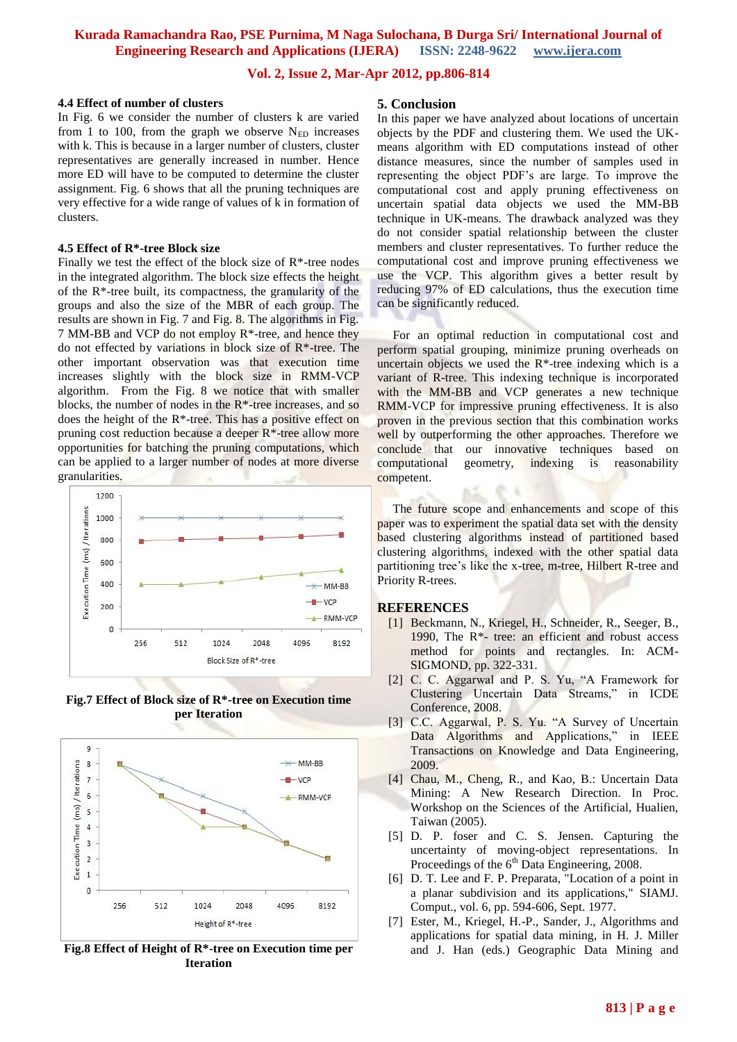### 4.4 Effect of number of clusters

In Fig. 6 we consider the number of clusters k are varied from 1 to 100, from the graph we observe $N_{ED}$ increases with k. This is because in a larger number of clusters, cluster representatives are generally increased in number. Hence more ED will have to be computed to determine the cluster assignment. Fig. 6 shows that all the pruning techniques are very effective for a wide range of values of k in formation of clusters.

### 4.5 Effect of R*-tree Block size

Finally we test the effect of the block size of R*-tree nodes in the integrated algorithm. The block size effects the height of the R*-tree built, its compactness, the granularity of the groups and also the size of the MBR of each group. The results are shown in Fig. 7 and Fig. 8. The algorithms in Fig. 7 MM-BB and VCP do not employ R*-tree, and hence they do not effected by variations in block size of R*-tree. The other important observation was that execution time increases slightly with the block size in RMM-VCP algorithm. From the Fig. 8 we notice that with smaller blocks, the number of nodes in the R*-tree increases, and so does the height of the R*-tree. This has a positive effect on pruning cost reduction because a deeper R*-tree allow more opportunities for batching the pruning computations, which can be applied to a larger number of nodes at more diverse granularities.

**Fig.7 Effect of Block size of R*-tree on Execution time per Iteration**

**Fig.8 Effect of Height of R*-tree on Execution time per Iteration**

## 5. Conclusion

In this paper we have analyzed about locations of uncertain objects by the PDF and clustering them. We used the UK-means algorithm with ED computations instead of other distance measures, since the number of samples used in representing the object PDF's are large. To improve the computational cost and apply pruning effectiveness on uncertain spatial data objects we used the MM-BB technique in UK-means. The drawback analyzed was they do not consider spatial relationship between the cluster members and cluster representatives. To further reduce the computational cost and improve pruning effectiveness we use the VCP. This algorithm gives a better result by reducing 97% of ED calculations, thus the execution time can be significantly reduced.

For an optimal reduction in computational cost and perform spatial grouping, minimize pruning overheads on uncertain objects we used the R*-tree indexing which is a variant of R-tree. This indexing technique is incorporated with the MM-BB and VCP generates a new technique RMM-VCP for impressive pruning effectiveness. It is also proven in the previous section that this combination works well by outperforming the other approaches. Therefore we conclude that our innovative techniques based on computational geometry, indexing is reasonability competent.

The future scope and enhancements and scope of this paper was to experiment the spatial data set with the density based clustering algorithms instead of partitioned based clustering algorithms, indexed with the other spatial data partitioning tree's like the x-tree, m-tree, Hilbert R-tree and Priority R-trees.

## REFERENCES

[1] Beckmann, N., Kriegel, H., Schneider, R., Seeger, B., 1990, The R*- tree: an efficient and robust access method for points and rectangles. In: ACM-SIGMOND, pp. 322-331.

[2] C. C. Aggarwal and P. S. Yu, "A Framework for Clustering Uncertain Data Streams," in ICDE Conference, 2008.

[3] C.C. Aggarwal, P. S. Yu. "A Survey of Uncertain Data Algorithms and Applications," in IEEE Transactions on Knowledge and Data Engineering, 2009.

[4] Chau, M., Cheng, R., and Kao, B.: Uncertain Data Mining: A New Research Direction. In Proc. Workshop on the Sciences of the Artificial, Hualien, Taiwan (2005).

[5] D. P. foser and C. S. Jensen. Capturing the uncertainty of moving-object representations. In Proceedings of the 6th Data Engineering, 2008.

[6] D. T. Lee and F. P. Preparata, "Location of a point in a planar subdivision and its applications," SIAMJ. Comput., vol. 6, pp. 594-606, Sept. 1977.

[7] Ester, M., Kriegel, H.-P., Sander, J., Algorithms and applications for spatial data mining, in H. J. Miller and J. Han (eds.) Geographic Data Mining and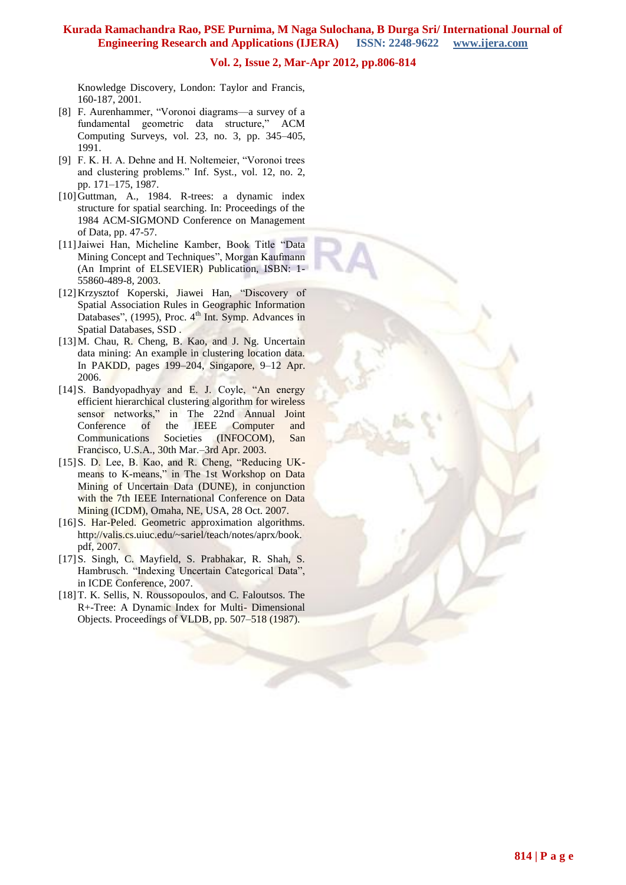Knowledge Discovery, London: Taylor and Francis, 160-187, 2001.

[8] F. Aurenhammer, “Voronoi diagrams—a survey of a fundamental geometric data structure,” ACM Computing Surveys, vol. 23, no. 3, pp. 345–405, 1991.

[9] F. K. H. A. Dehne and H. Noltemeier, “Voronoi trees and clustering problems.” Inf. Syst., vol. 12, no. 2, pp. 171–175, 1987.

[10] Guttman, A., 1984. R-trees: a dynamic index structure for spatial searching. In: Proceedings of the 1984 ACM-SIGMOND Conference on Management of Data, pp. 47-57.

[11] Jaiwei Han, Micheline Kamber, Book Title “Data Mining Concept and Techniques”, Morgan Kaufmann (An Imprint of ELSEVIER) Publication, ISBN: 1-55860-489-8, 2003.

[12] Krzysztof Koperski, Jiawei Han, “Discovery of Spatial Association Rules in Geographic Information Databases”, (1995), Proc. 4th Int. Symp. Advances in Spatial Databases, SSD .

[13] M. Chau, R. Cheng, B. Kao, and J. Ng. Uncertain data mining: An example in clustering location data. In PAKDD, pages 199–204, Singapore, 9–12 Apr. 2006.

[14] S. Bandyopadhyay and E. J. Coyle, “An energy efficient hierarchical clustering algorithm for wireless sensor networks,” in The 22nd Annual Joint Conference of the IEEE Computer and Communications Societies (INFOCOM), San Francisco, U.S.A., 30th Mar.–3rd Apr. 2003.

[15] S. D. Lee, B. Kao, and R. Cheng, “Reducing UK-means to K-means,” in The 1st Workshop on Data Mining of Uncertain Data (DUNE), in conjunction with the 7th IEEE International Conference on Data Mining (ICDM), Omaha, NE, USA, 28 Oct. 2007.

[16] S. Har-Peled. Geometric approximation algorithms. http://valis.cs.uiuc.edu/~sariel/teach/notes/aprx/book.pdf, 2007.

[17] S. Singh, C. Mayfield, S. Prabhakar, R. Shah, S. Hambrusch. “Indexing Uncertain Categorical Data”, in ICDE Conference, 2007.

[18] T. K. Sellis, N. Roussopoulos, and C. Faloutsos. The R+-Tree: A Dynamic Index for Multi- Dimensional Objects. Proceedings of VLDB, pp. 507–518 (1987).